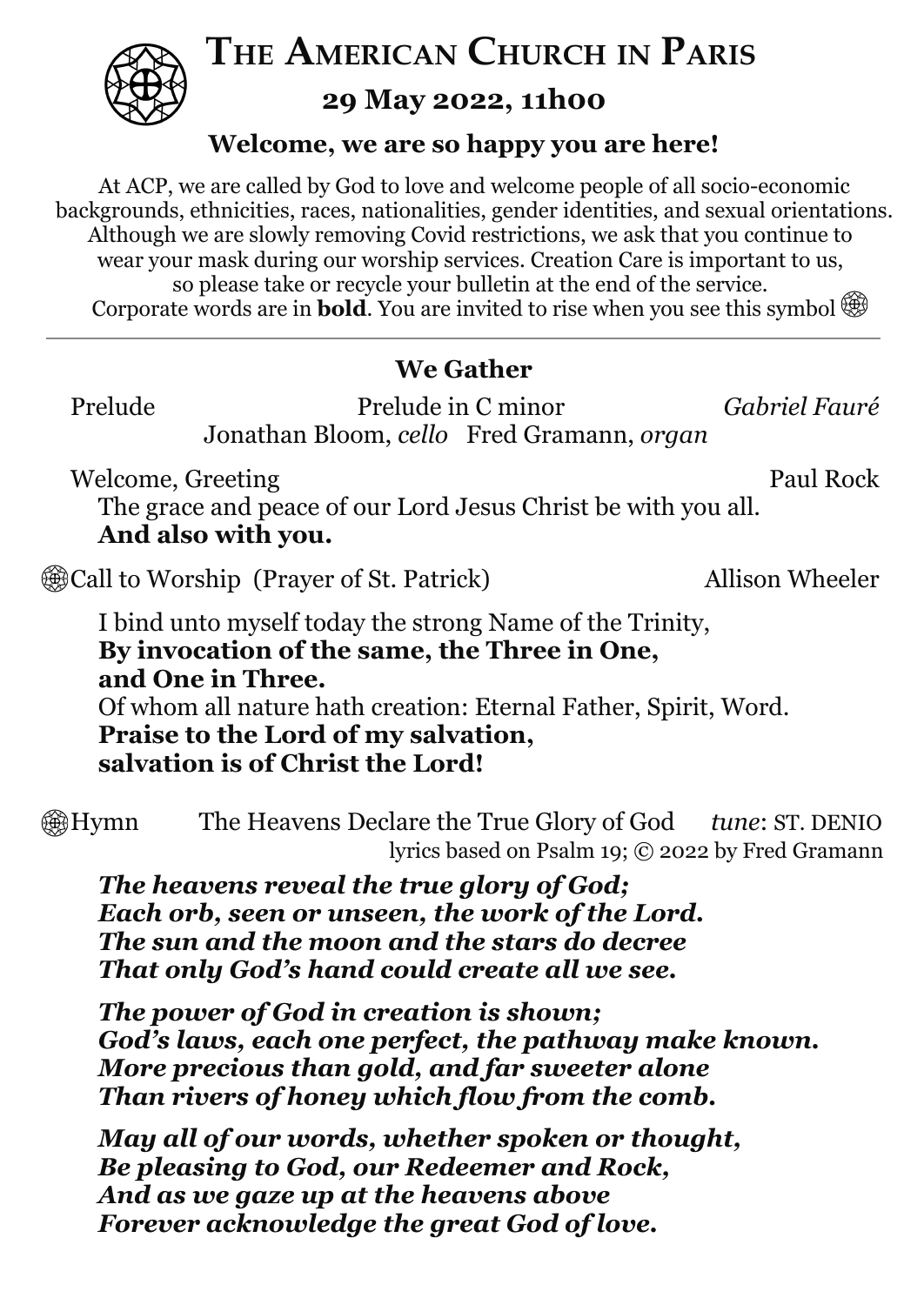# The American Church in Paris

## 29 May 2022, 11h00

### Welcome, we are so happy you are here!

At ACP, we are called by God to love and welcome people of all socio-economic backgrounds, ethnicities, races, nationalities, gender identities, and sexual orientations. Although we are slowly removing Covid restrictions, we ask that you continue to wear your mask during our worship services. Creation Care is important to us, so please take or recycle your bulletin at the end of the service. Corporate words are in **bold**. You are invited to rise when you see this symbol ֍

---

### We Gather

Prelude — Prelude in C minor — *Gabriel Fauré*
Jonathan Bloom, *cello* Fred Gramann, *organ*

Welcome, Greeting — Paul Rock

The grace and peace of our Lord Jesus Christ be with you all.
**And also with you.**

֍ Call to Worship (Prayer of St. Patrick) — Allison Wheeler

I bind unto myself today the strong Name of the Trinity,
**By invocation of the same, the Three in One,**
**and One in Three.**
Of whom all nature hath creation: Eternal Father, Spirit, Word.
**Praise to the Lord of my salvation,**
**salvation is of Christ the Lord!**

֍ Hymn — The Heavens Declare the True Glory of God — *tune*: ST. DENIO
lyrics based on Psalm 19; © 2022 by Fred Gramann

***The heavens reveal the true glory of God;***
***Each orb, seen or unseen, the work of the Lord.***
***The sun and the moon and the stars do decree***
***That only God's hand could create all we see.***

***The power of God in creation is shown;***
***God's laws, each one perfect, the pathway make known.***
***More precious than gold, and far sweeter alone***
***Than rivers of honey which flow from the comb.***

***May all of our words, whether spoken or thought,***
***Be pleasing to God, our Redeemer and Rock,***
***And as we gaze up at the heavens above***
***Forever acknowledge the great God of love.***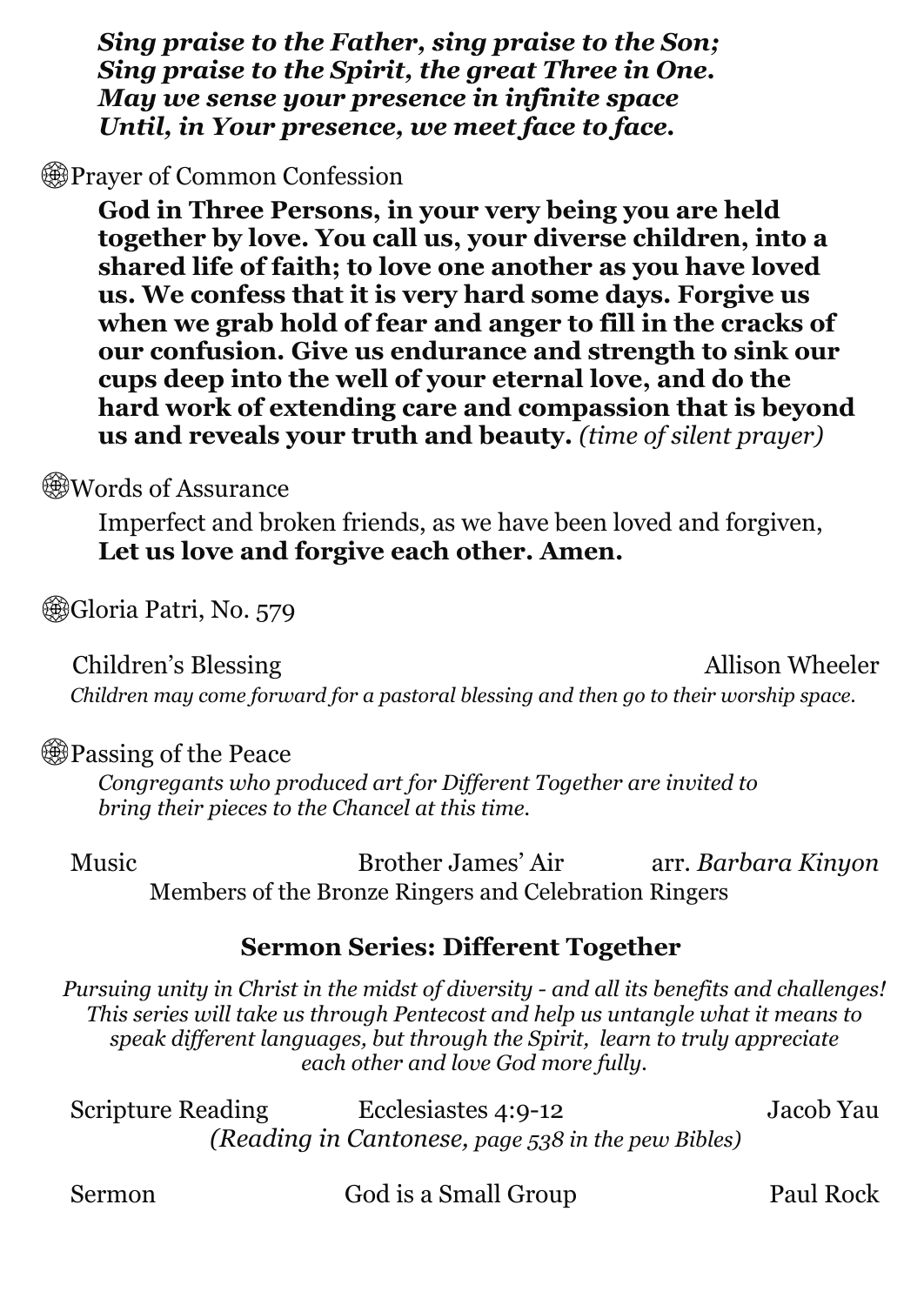***Sing praise to the Father, sing praise to the Son;***
***Sing praise to the Spirit, the great Three in One.***
***May we sense your presence in infinite space***
***Until, in Your presence, we meet face to face.***

Prayer of Common Confession

**God in Three Persons, in your very being you are held together by love. You call us, your diverse children, into a shared life of faith; to love one another as you have loved us. We confess that it is very hard some days. Forgive us when we grab hold of fear and anger to fill in the cracks of our confusion. Give us endurance and strength to sink our cups deep into the well of your eternal love, and do the hard work of extending care and compassion that is beyond us and reveals your truth and beauty.** *(time of silent prayer)*

Words of Assurance

Imperfect and broken friends, as we have been loved and forgiven,
**Let us love and forgive each other. Amen.**

Gloria Patri, No. 579

Children's Blessing — Allison Wheeler

*Children may come forward for a pastoral blessing and then go to their worship space.*

Passing of the Peace

*Congregants who produced art for Different Together are invited to bring their pieces to the Chancel at this time.*

Music — Brother James' Air — arr. *Barbara Kinyon*

Members of the Bronze Ringers and Celebration Ringers

## Sermon Series: Different Together

*Pursuing unity in Christ in the midst of diversity - and all its benefits and challenges! This series will take us through Pentecost and help us untangle what it means to speak different languages, but through the Spirit, learn to truly appreciate each other and love God more fully.*

Scripture Reading — Ecclesiastes 4:9-12 — Jacob Yau

*(Reading in Cantonese, page 538 in the pew Bibles)*

Sermon — God is a Small Group — Paul Rock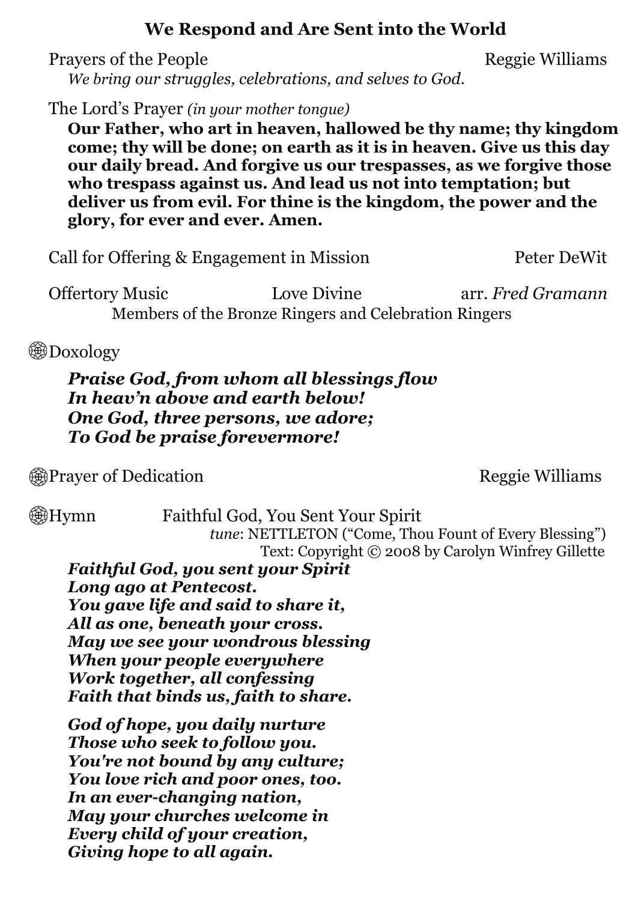## We Respond and Are Sent into the World

Prayers of the People — Reggie Williams

*We bring our struggles, celebrations, and selves to God.*

The Lord's Prayer *(in your mother tongue)*

**Our Father, who art in heaven, hallowed be thy name; thy kingdom come; thy will be done; on earth as it is in heaven. Give us this day our daily bread. And forgive us our trespasses, as we forgive those who trespass against us. And lead us not into temptation; but deliver us from evil. For thine is the kingdom, the power and the glory, for ever and ever. Amen.**

Call for Offering & Engagement in Mission — Peter DeWit

Offertory Music — Love Divine — arr. *Fred Gramann*

Members of the Bronze Ringers and Celebration Ringers

֍ Doxology

***Praise God, from whom all blessings flow***
***In heav'n above and earth below!***
***One God, three persons, we adore;***
***To God be praise forevermore!***

֍ Prayer of Dedication — Reggie Williams

֍ Hymn — Faithful God, You Sent Your Spirit

*tune*: NETTLETON ("Come, Thou Fount of Every Blessing")
Text: Copyright © 2008 by Carolyn Winfrey Gillette

***Faithful God, you sent your Spirit***
***Long ago at Pentecost.***
***You gave life and said to share it,***
***All as one, beneath your cross.***
***May we see your wondrous blessing***
***When your people everywhere***
***Work together, all confessing***
***Faith that binds us, faith to share.***

***God of hope, you daily nurture***
***Those who seek to follow you.***
***You're not bound by any culture;***
***You love rich and poor ones, too.***
***In an ever-changing nation,***
***May your churches welcome in***
***Every child of your creation,***
***Giving hope to all again.***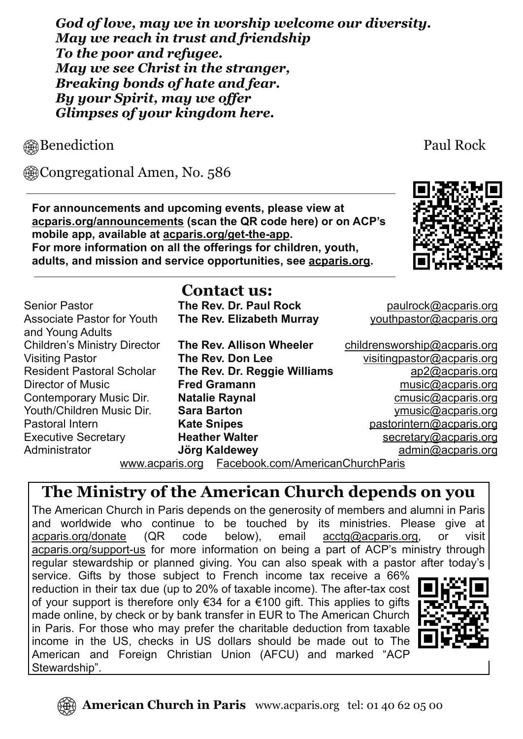***God of love, may we in worship welcome our diversity.***
***May we reach in trust and friendship***
***To the poor and refugee.***
***May we see Christ in the stranger,***
***Breaking bonds of hate and fear.***
***By your Spirit, may we offer***
***Glimpses of your kingdom here.***

Benediction — Paul Rock

Congregational Amen, No. 586

---

**For announcements and upcoming events, please view at acparis.org/announcements (scan the QR code here) or on ACP's mobile app, available at acparis.org/get-the-app.**
**For more information on all the offerings for children, youth, adults, and mission and service opportunities, see acparis.org.**

---

## Contact us:

| | | |
|---|---|---|
| Senior Pastor | **The Rev. Dr. Paul Rock** | paulrock@acparis.org |
| Associate Pastor for Youth and Young Adults | **The Rev. Elizabeth Murray** | youthpastor@acparis.org |
| Children's Ministry Director | **The Rev. Allison Wheeler** | childrensworship@acparis.org |
| Visiting Pastor | **The Rev. Don Lee** | visitingpastor@acparis.org |
| Resident Pastoral Scholar | **The Rev. Dr. Reggie Williams** | ap2@acparis.org |
| Director of Music | **Fred Gramann** | music@acparis.org |
| Contemporary Music Dir. | **Natalie Raynal** | cmusic@acparis.org |
| Youth/Children Music Dir. | **Sara Barton** | ymusic@acparis.org |
| Pastoral Intern | **Kate Snipes** | pastorintern@acparis.org |
| Executive Secretary | **Heather Walter** | secretary@acparis.org |
| Administrator | **Jörg Kaldewey** | admin@acparis.org |

www.acparis.org    Facebook.com/AmericanChurchParis

## The Ministry of the American Church depends on you

The American Church in Paris depends on the generosity of members and alumni in Paris and worldwide who continue to be touched by its ministries. Please give at acparis.org/donate (QR code below), email acctg@acparis.org, or visit acparis.org/support-us for more information on being a part of ACP's ministry through regular stewardship or planned giving. You can also speak with a pastor after today's service. Gifts by those subject to French income tax receive a 66% reduction in their tax due (up to 20% of taxable income). The after-tax cost of your support is therefore only €34 for a €100 gift. This applies to gifts made online, by check or by bank transfer in EUR to The American Church in Paris. For those who may prefer the charitable deduction from taxable income in the US, checks in US dollars should be made out to The American and Foreign Christian Union (AFCU) and marked "ACP Stewardship".

**American Church in Paris** www.acparis.org tel: 01 40 62 05 00